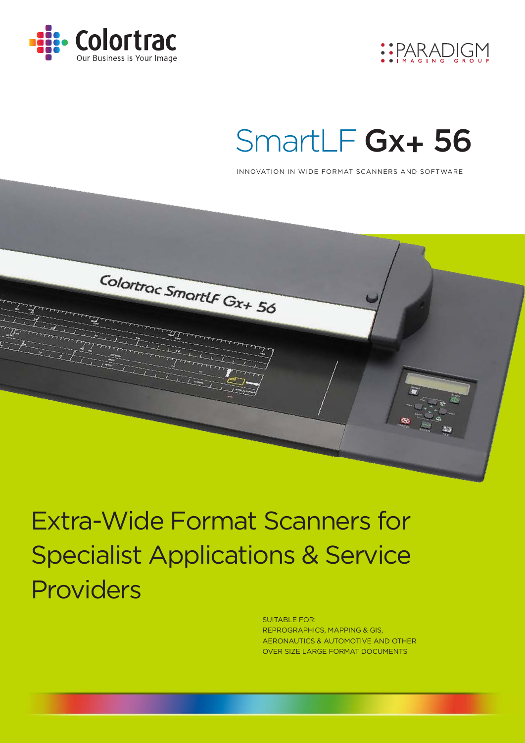Colortrac
Our Business is Your Image

PARADIGM
IMAGING GROUP

# SmartLF **Gx+ 56**

INNOVATION IN WIDE FORMAT SCANNERS AND SOFTWARE

## Extra-Wide Format Scanners for Specialist Applications & Service Providers

SUITABLE FOR:
REPROGRAPHICS, MAPPING & GIS,
AERONAUTICS & AUTOMOTIVE AND OTHER
OVER SIZE LARGE FORMAT DOCUMENTS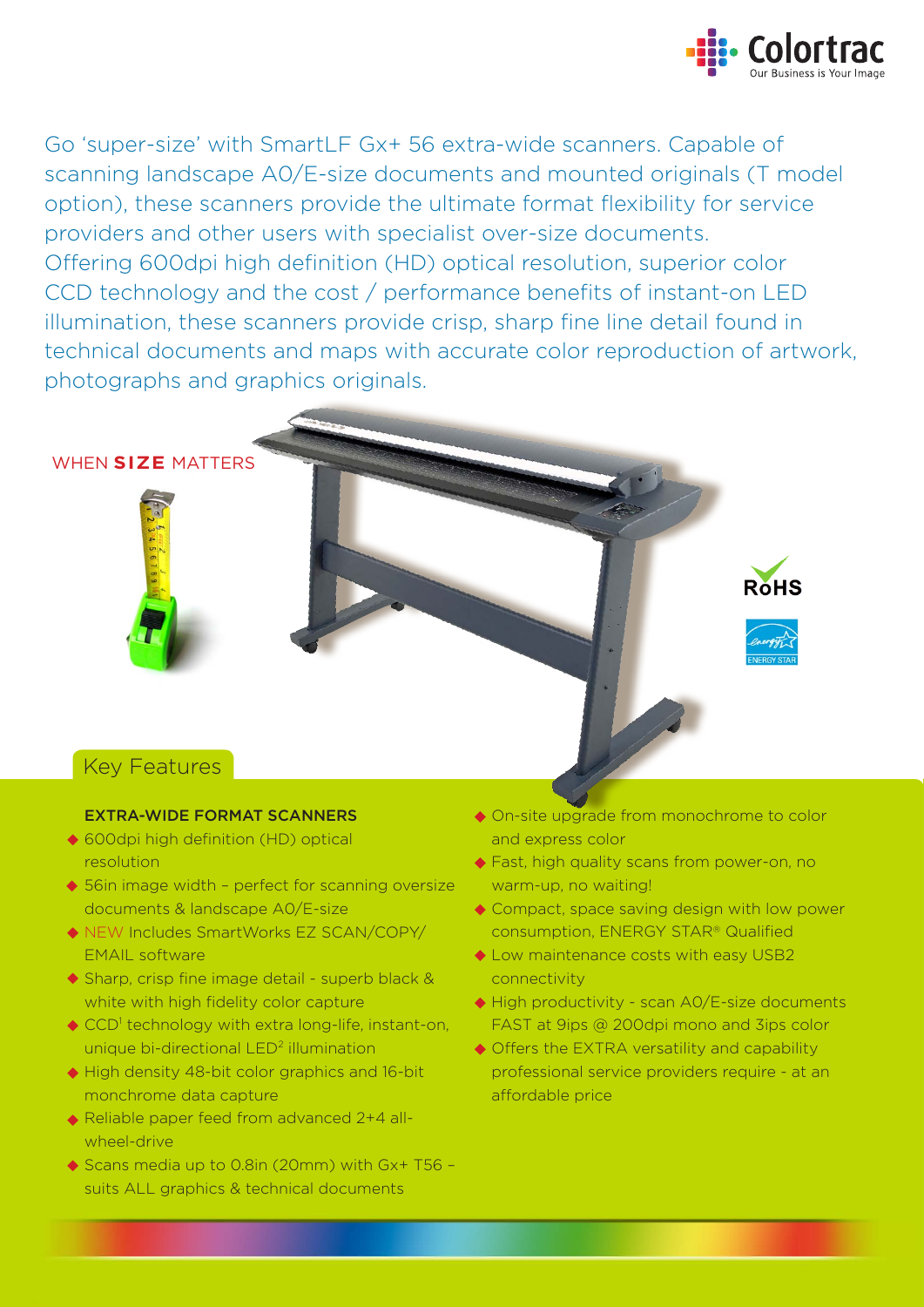Go 'super-size' with SmartLF Gx+ 56 extra-wide scanners. Capable of scanning landscape A0/E-size documents and mounted originals (T model option), these scanners provide the ultimate format flexibility for service providers and other users with specialist over-size documents. Offering 600dpi high definition (HD) optical resolution, superior color CCD technology and the cost / performance benefits of instant-on LED illumination, these scanners provide crisp, sharp fine line detail found in technical documents and maps with accurate color reproduction of artwork, photographs and graphics originals.

WHEN **SIZE** MATTERS

## Key Features

**EXTRA-WIDE FORMAT SCANNERS**

- 600dpi high definition (HD) optical resolution
- 56in image width – perfect for scanning oversize documents & landscape A0/E-size
- NEW Includes SmartWorks EZ SCAN/COPY/EMAIL software
- Sharp, crisp fine image detail - superb black & white with high fidelity color capture
- CCD[1] technology with extra long-life, instant-on, unique bi-directional LED[2] illumination
- High density 48-bit color graphics and 16-bit monchrome data capture
- Reliable paper feed from advanced 2+4 all-wheel-drive
- Scans media up to 0.8in (20mm) with Gx+ T56 – suits ALL graphics & technical documents
- On-site upgrade from monochrome to color and express color
- Fast, high quality scans from power-on, no warm-up, no waiting!
- Compact, space saving design with low power consumption, ENERGY STAR® Qualified
- Low maintenance costs with easy USB2 connectivity
- High productivity - scan A0/E-size documents FAST at 9ips @ 200dpi mono and 3ips color
- Offers the EXTRA versatility and capability professional service providers require - at an affordable price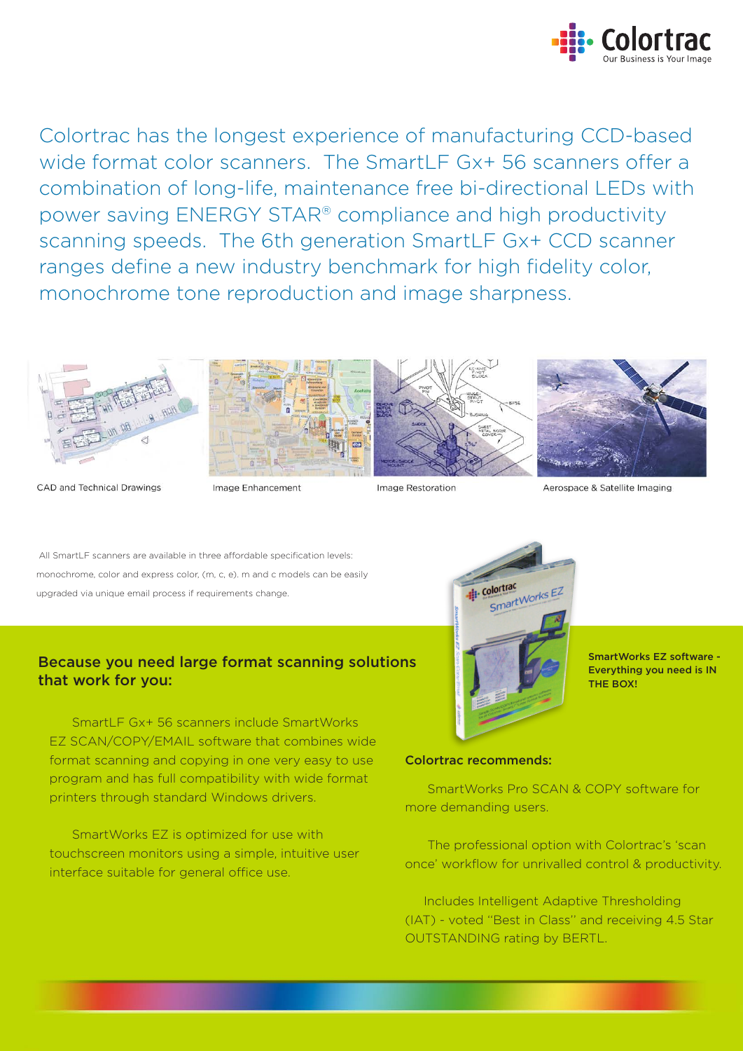Colortrac has the longest experience of manufacturing CCD-based wide format color scanners. The SmartLF Gx+ 56 scanners offer a combination of long-life, maintenance free bi-directional LEDs with power saving ENERGY STAR® compliance and high productivity scanning speeds. The 6th generation SmartLF Gx+ CCD scanner ranges define a new industry benchmark for high fidelity color, monochrome tone reproduction and image sharpness.

CAD and Technical Drawings

Image Enhancement

Image Restoration

Aerospace & Satellite Imaging

All SmartLF scanners are available in three affordable specification levels: monochrome, color and express color, (m, c, e). m and c models can be easily upgraded via unique email process if requirements change.

**SmartWorks EZ software - Everything you need is IN THE BOX!**

## Because you need large format scanning solutions that work for you:

SmartLF Gx+ 56 scanners include SmartWorks EZ SCAN/COPY/EMAIL software that combines wide format scanning and copying in one very easy to use program and has full compatibility with wide format printers through standard Windows drivers.

SmartWorks EZ is optimized for use with touchscreen monitors using a simple, intuitive user interface suitable for general office use.

**Colortrac recommends:**

SmartWorks Pro SCAN & COPY software for more demanding users.

The professional option with Colortrac's 'scan once' workflow for unrivalled control & productivity.

Includes Intelligent Adaptive Thresholding (IAT) - voted "Best in Class" and receiving 4.5 Star OUTSTANDING rating by BERTL.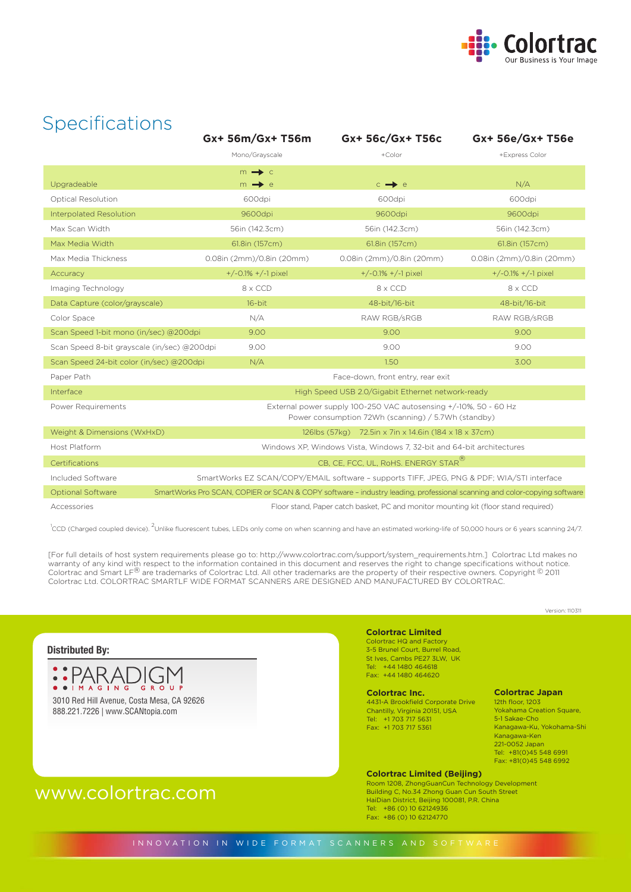Colortrac
Our Business is Your Image

# Specifications

| | Gx+ 56m/Gx+ T56m | Gx+ 56c/Gx+ T56c | Gx+ 56e/Gx+ T56e |
|---|---|---|---|
| | Mono/Grayscale | +Color | +Express Color |
| Upgradeable | m → c<br>m → e | c → e | N/A |
| Optical Resolution | 600dpi | 600dpi | 600dpi |
| Interpolated Resolution | 9600dpi | 9600dpi | 9600dpi |
| Max Scan Width | 56in (142.3cm) | 56in (142.3cm) | 56in (142.3cm) |
| Max Media Width | 61.8in (157cm) | 61.8in (157cm) | 61.8in (157cm) |
| Max Media Thickness | 0.08in (2mm)/0.8in (20mm) | 0.08in (2mm)/0.8in (20mm) | 0.08in (2mm)/0.8in (20mm) |
| Accuracy | +/-0.1% +/-1 pixel | +/-0.1% +/-1 pixel | +/-0.1% +/-1 pixel |
| Imaging Technology | 8 x CCD | 8 x CCD | 8 x CCD |
| Data Capture (color/grayscale) | 16-bit | 48-bit/16-bit | 48-bit/16-bit |
| Color Space | N/A | RAW RGB/sRGB | RAW RGB/sRGB |
| Scan Speed 1-bit mono (in/sec) @200dpi | 9.00 | 9.00 | 9.00 |
| Scan Speed 8-bit grayscale (in/sec) @200dpi | 9.00 | 9.00 | 9.00 |
| Scan Speed 24-bit color (in/sec) @200dpi | N/A | 1.50 | 3.00 |
| Paper Path | Face-down, front entry, rear exit | | |
| Interface | High Speed USB 2.0/Gigabit Ethernet network-ready | | |
| Power Requirements | External power supply 100-250 VAC autosensing +/-10%, 50 - 60 Hz<br>Power consumption 72Wh (scanning) / 5.7Wh (standby) | | |
| Weight & Dimensions (WxHxD) | 126lbs (57kg) 72.5in x 7in x 14.6in (184 x 18 x 37cm) | | |
| Host Platform | Windows XP, Windows Vista, Windows 7, 32-bit and 64-bit architectures | | |
| Certifications | CB, CE, FCC, UL, RoHS. ENERGY STAR® | | |
| Included Software | SmartWorks EZ SCAN/COPY/EMAIL software – supports TIFF, JPEG, PNG & PDF; WIA/STI interface | | |
| Optional Software | SmartWorks Pro SCAN, COPIER or SCAN & COPY software – industry leading, professional scanning and color-copying software | | |
| Accessories | Floor stand, Paper catch basket, PC and monitor mounting kit (floor stand required) | | |

[1]CCD (Charged coupled device). [2]Unlike fluorescent tubes, LEDs only come on when scanning and have an estimated working-life of 50,000 hours or 6 years scanning 24/7.

[For full details of host system requirements please go to: http://www.colortrac.com/support/system_requirements.htm.] Colortrac Ltd makes no warranty of any kind with respect to the information contained in this document and reserves the right to change specifications without notice. Colortrac and Smart LF® are trademarks of Colortrac Ltd. All other trademarks are the property of their respective owners. Copyright © 2011 Colortrac Ltd. COLORTRAC SMARTLF WIDE FORMAT SCANNERS ARE DESIGNED AND MANUFACTURED BY COLORTRAC.

Version: 110311

**Distributed By:**

PARADIGM IMAGING GROUP
3010 Red Hill Avenue, Costa Mesa, CA 92626
888.221.7226 | www.SCANtopia.com

www.colortrac.com

**Colortrac Limited**
Colortrac HQ and Factory
3-5 Brunel Court, Burrel Road,
St Ives, Cambs PE27 3LW, UK
Tel: +44 1480 464618
Fax: +44 1480 464620

**Colortrac Inc.**
4431-A Brookfield Corporate Drive
Chantilly, Virginia 20151, USA
Tel: +1 703 717 5631
Fax: +1 703 717 5361

**Colortrac Japan**
12th floor, 1203
Yokahama Creation Square,
5-1 Sakae-Cho
Kanagawa-Ku, Yokohama-Shi
Kanagawa-Ken
221-0052 Japan
Tel: +81(0)45 548 6991
Fax: +81(0)45 548 6992

**Colortrac Limited (Beijing)**
Room 1208, ZhongGuanCun Technology Development
Building C, No.34 Zhong Guan Cun South Street
HaiDian District, Beijing 100081, P.R. China
Tel: +86 (0) 10 62124936
Fax: +86 (0) 10 62124770

INNOVATION IN WIDE FORMAT SCANNERS AND SOFTWARE